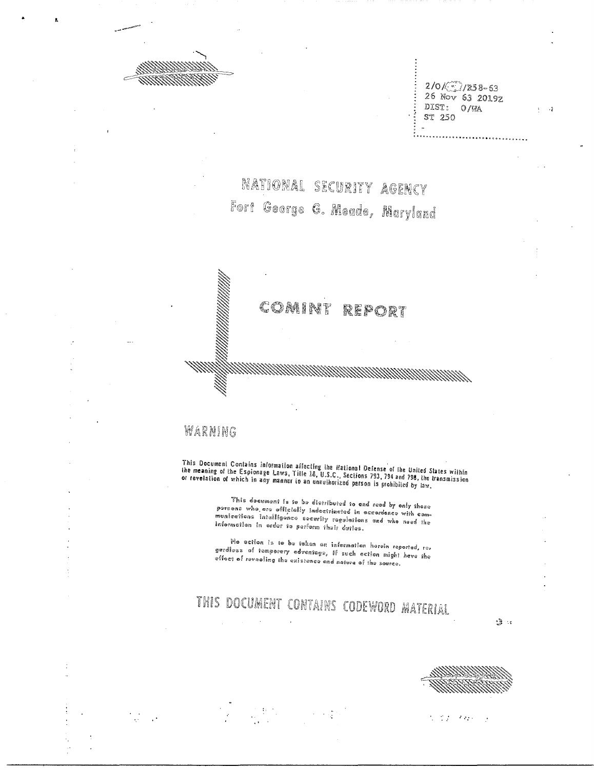2/O/[ ]/R58-63
26 Nov 63 2019Z
DIST: O/WA
ST 250

# NATIONAL SECURITY AGENCY
## Fort George G. Meade, Maryland

# COMINT REPORT

## WARNING

This Document Contains information affecting the National Defense of the United States within the meaning of the Espionage Laws, Title 18, U.S.C., Sections 793, 794 and 798, the transmission or revelation of which in any manner to an unauthorized person is prohibited by law.

This document is to be distributed to and read by only those persons who are officially indoctrinated in accordance with communications intelligence security regulations and who need the information in order to perform their duties.

No action is to be taken on information herein reported, regardless of temporary advantage, if such action might have the effect of revealing the existence and nature of the source.

## THIS DOCUMENT CONTAINS CODEWORD MATERIAL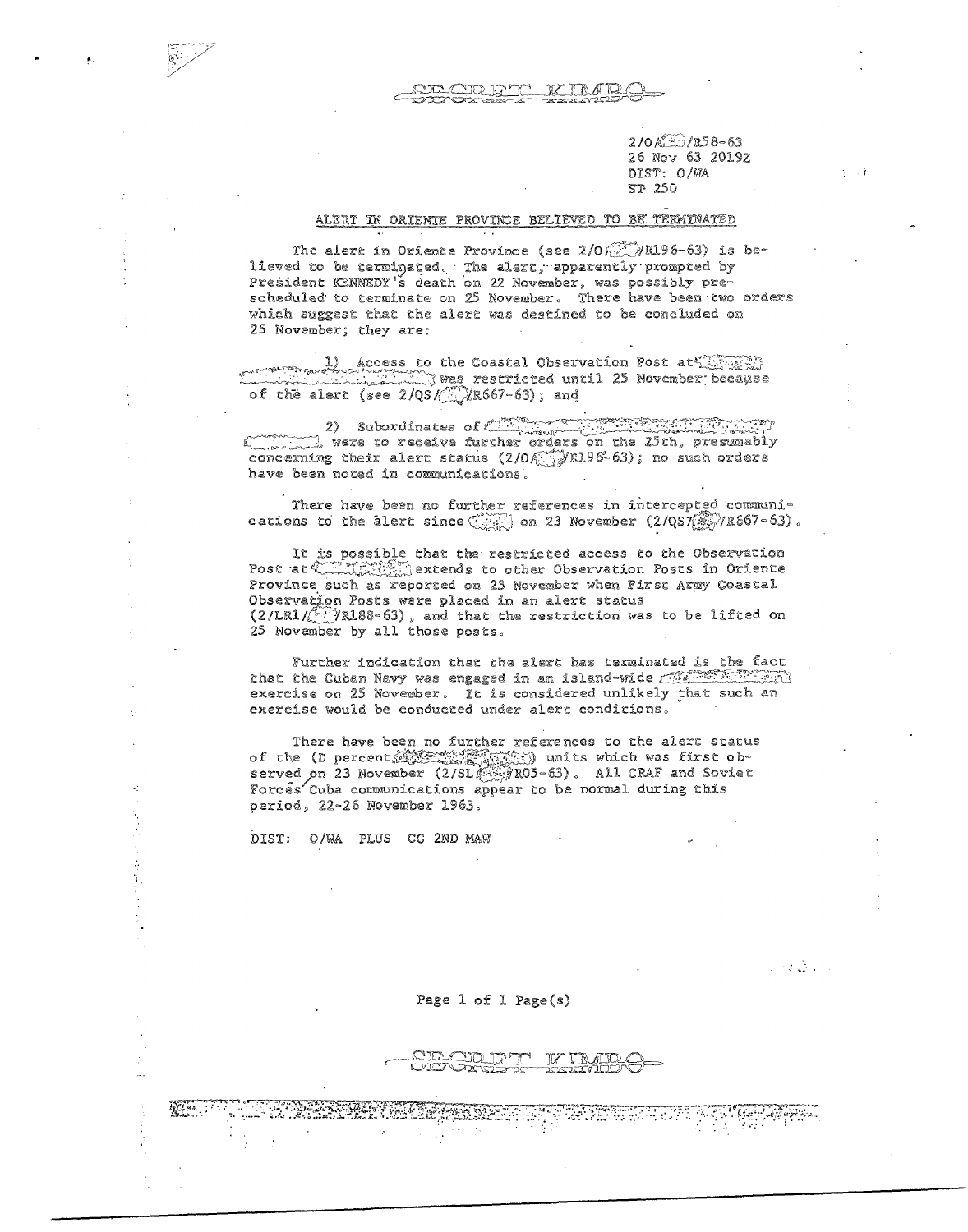SECRET KIMBO

2/O/R58-63
26 Nov 63 2019Z
DIST: O/WA
ST 250

## ALERT IN ORIENTE PROVINCE BELIEVED TO BE TERMINATED

The alert in Oriente Province (see 2/O/R196-63) is believed to be terminated. The alert, apparently prompted by President KENNEDY's death on 22 November, was possibly prescheduled to terminate on 25 November. There have been two orders which suggest that the alert was destined to be concluded on 25 November; they are:

1) Access to the Coastal Observation Post at was restricted until 25 November because of the alert (see 2/QS/R667-63); and

2) Subordinates of were to receive further orders on the 25th, presumably concerning their alert status (2/O/R196-63); no such orders have been noted in communications.

There have been no further references in intercepted communications to the alert since on 23 November (2/QS/R667-63).

It is possible that the restricted access to the Observation Post at extends to other Observation Posts in Oriente Province such as reported on 23 November when First Army Coastal Observation Posts were placed in an alert status (2/LR1/R188-63), and that the restriction was to be lifted on 25 November by all those posts.

Further indication that the alert has terminated is the fact that the Cuban Navy was engaged in an island-wide exercise on 25 November. It is considered unlikely that such an exercise would be conducted under alert conditions.

There have been no further references to the alert status of the (D percent ) units which was first observed on 23 November (2/SL/R05-63). All CRAF and Soviet Forces Cuba communications appear to be normal during this period, 22-26 November 1963.

DIST: O/WA PLUS CG 2ND MAW

SECRET KIMBO